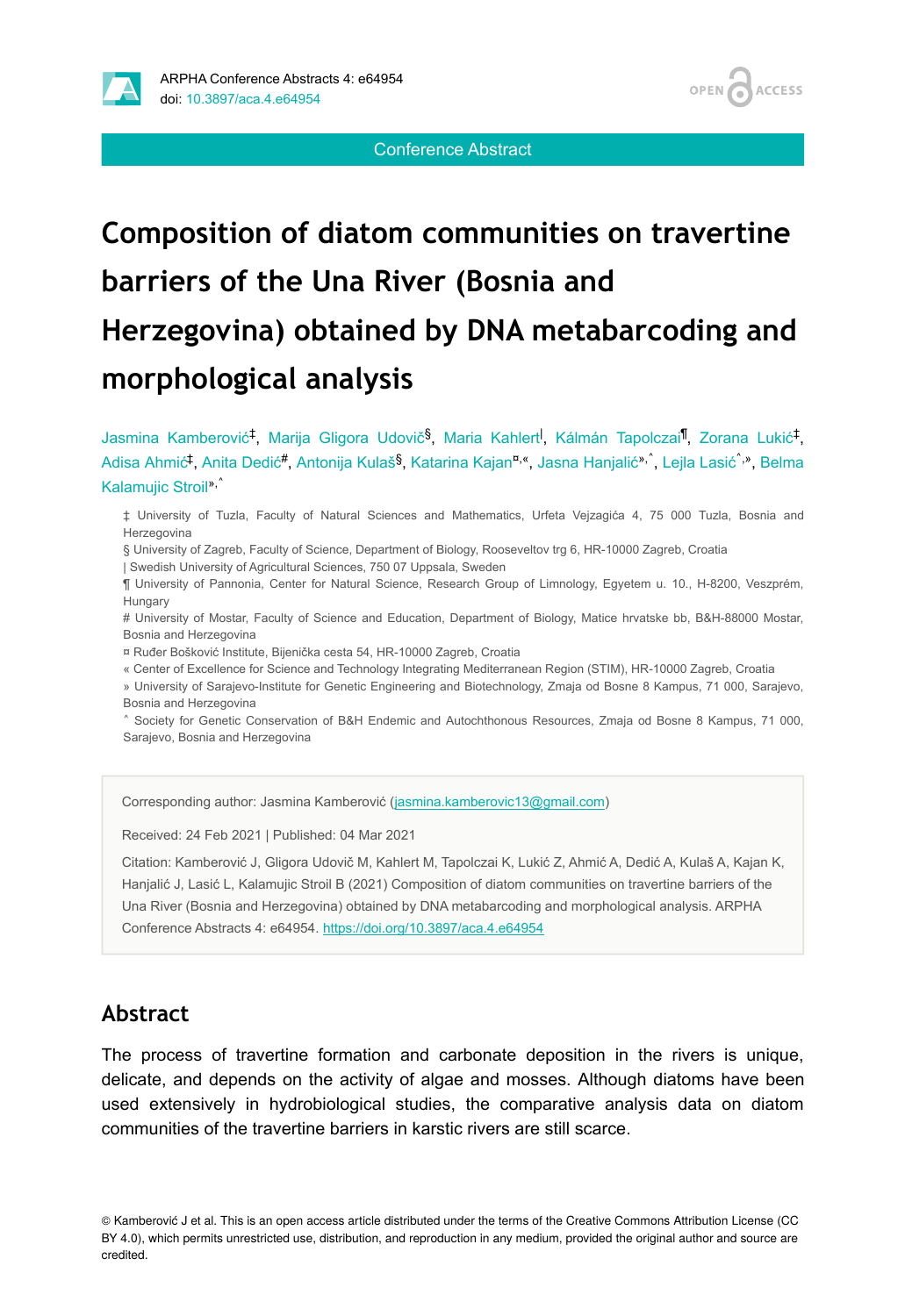Conference Abstract

# Composition of diatom communities on travertine barriers of the Una River (Bosnia and Herzegovina) obtained by DNA metabarcoding and morphological analysis

Jasmina Kamberović[‡], Marija Gligora Udovič[§], Maria Kahlert[|], Kálmán Tapolczai[¶], Zorana Lukić[‡], Adisa Ahmić[‡], Anita Dedić[#], Antonija Kulaš[§], Katarina Kajan[¤,«], Jasna Hanjalić[»,˄], Lejla Lasić[˄,»], Belma Kalamujic Stroil[»,˄]

‡ University of Tuzla, Faculty of Natural Sciences and Mathematics, Urfeta Vejzagića 4, 75 000 Tuzla, Bosnia and Herzegovina
§ University of Zagreb, Faculty of Science, Department of Biology, Rooseveltov trg 6, HR-10000 Zagreb, Croatia
| Swedish University of Agricultural Sciences, 750 07 Uppsala, Sweden
¶ University of Pannonia, Center for Natural Science, Research Group of Limnology, Egyetem u. 10., H-8200, Veszprém, Hungary
# University of Mostar, Faculty of Science and Education, Department of Biology, Matice hrvatske bb, B&H-88000 Mostar, Bosnia and Herzegovina
¤ Ruđer Bošković Institute, Bijenička cesta 54, HR-10000 Zagreb, Croatia
« Center of Excellence for Science and Technology Integrating Mediterranean Region (STIM), HR-10000 Zagreb, Croatia
» University of Sarajevo-Institute for Genetic Engineering and Biotechnology, Zmaja od Bosne 8 Kampus, 71 000, Sarajevo, Bosnia and Herzegovina
˄ Society for Genetic Conservation of B&H Endemic and Autochthonous Resources, Zmaja od Bosne 8 Kampus, 71 000, Sarajevo, Bosnia and Herzegovina

Corresponding author: Jasmina Kamberović (jasmina.kamberovic13@gmail.com)

Received: 24 Feb 2021 | Published: 04 Mar 2021

Citation: Kamberović J, Gligora Udovič M, Kahlert M, Tapolczai K, Lukić Z, Ahmić A, Dedić A, Kulaš A, Kajan K, Hanjalić J, Lasić L, Kalamujic Stroil B (2021) Composition of diatom communities on travertine barriers of the Una River (Bosnia and Herzegovina) obtained by DNA metabarcoding and morphological analysis. ARPHA Conference Abstracts 4: e64954. https://doi.org/10.3897/aca.4.e64954

## Abstract

The process of travertine formation and carbonate deposition in the rivers is unique, delicate, and depends on the activity of algae and mosses. Although diatoms have been used extensively in hydrobiological studies, the comparative analysis data on diatom communities of the travertine barriers in karstic rivers are still scarce.

© Kamberović J et al. This is an open access article distributed under the terms of the Creative Commons Attribution License (CC BY 4.0), which permits unrestricted use, distribution, and reproduction in any medium, provided the original author and source are credited.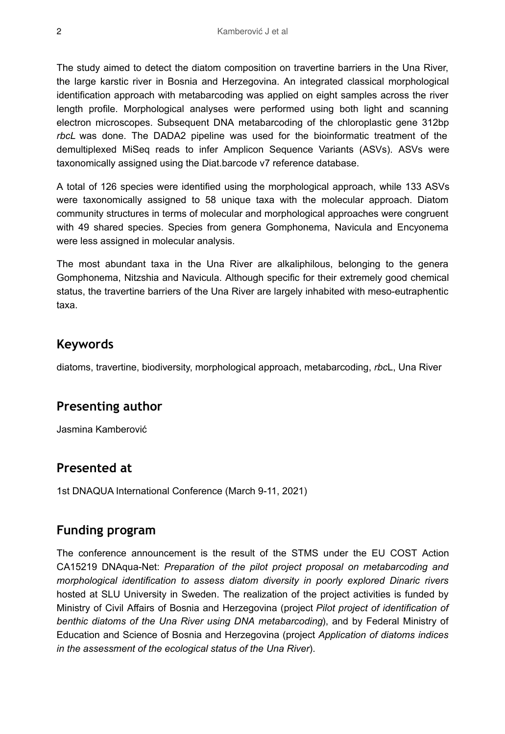The study aimed to detect the diatom composition on travertine barriers in the Una River, the large karstic river in Bosnia and Herzegovina. An integrated classical morphological identification approach with metabarcoding was applied on eight samples across the river length profile. Morphological analyses were performed using both light and scanning electron microscopes. Subsequent DNA metabarcoding of the chloroplastic gene 312bp *rbcL* was done. The DADA2 pipeline was used for the bioinformatic treatment of the demultiplexed MiSeq reads to infer Amplicon Sequence Variants (ASVs). ASVs were taxonomically assigned using the Diat.barcode v7 reference database.

A total of 126 species were identified using the morphological approach, while 133 ASVs were taxonomically assigned to 58 unique taxa with the molecular approach. Diatom community structures in terms of molecular and morphological approaches were congruent with 49 shared species. Species from genera Gomphonema, Navicula and Encyonema were less assigned in molecular analysis.

The most abundant taxa in the Una River are alkaliphilous, belonging to the genera Gomphonema, Nitzshia and Navicula. Although specific for their extremely good chemical status, the travertine barriers of the Una River are largely inhabited with meso-eutraphentic taxa.

## Keywords

diatoms, travertine, biodiversity, morphological approach, metabarcoding, *rbc*L, Una River

## Presenting author

Jasmina Kamberović

## Presented at

1st DNAQUA International Conference (March 9-11, 2021)

## Funding program

The conference announcement is the result of the STMS under the EU COST Action CA15219 DNAqua-Net: *Preparation of the pilot project proposal on metabarcoding and morphological identification to assess diatom diversity in poorly explored Dinaric rivers* hosted at SLU University in Sweden. The realization of the project activities is funded by Ministry of Civil Affairs of Bosnia and Herzegovina (project *Pilot project of identification of benthic diatoms of the Una River using DNA metabarcoding*), and by Federal Ministry of Education and Science of Bosnia and Herzegovina (project *Application of diatoms indices in the assessment of the ecological status of the Una River*).